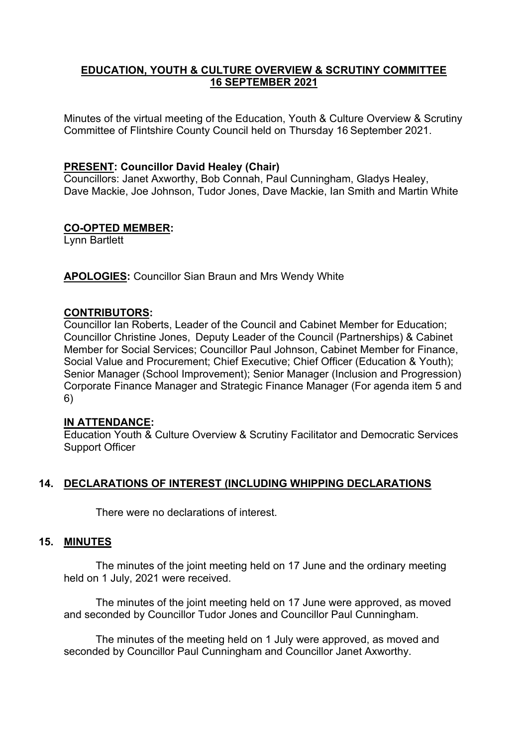# EDUCATION, YOUTH & CULTURE OVERVIEW & SCRUTINY COMMITTEE
## 16 SEPTEMBER 2021

Minutes of the virtual meeting of the Education, Youth & Culture Overview & Scrutiny Committee of Flintshire County Council held on Thursday 16 September 2021.

**PRESENT: Councillor David Healey (Chair)**
Councillors: Janet Axworthy, Bob Connah, Paul Cunningham, Gladys Healey, Dave Mackie, Joe Johnson, Tudor Jones, Dave Mackie, Ian Smith and Martin White

**CO-OPTED MEMBER:**
Lynn Bartlett

**APOLOGIES:** Councillor Sian Braun and Mrs Wendy White

**CONTRIBUTORS:**
Councillor Ian Roberts, Leader of the Council and Cabinet Member for Education; Councillor Christine Jones, Deputy Leader of the Council (Partnerships) & Cabinet Member for Social Services; Councillor Paul Johnson, Cabinet Member for Finance, Social Value and Procurement; Chief Executive; Chief Officer (Education & Youth); Senior Manager (School Improvement); Senior Manager (Inclusion and Progression) Corporate Finance Manager and Strategic Finance Manager (For agenda item 5 and 6)

**IN ATTENDANCE:**
Education Youth & Culture Overview & Scrutiny Facilitator and Democratic Services Support Officer

## 14. DECLARATIONS OF INTEREST (INCLUDING WHIPPING DECLARATIONS

There were no declarations of interest.

## 15. MINUTES

The minutes of the joint meeting held on 17 June and the ordinary meeting held on 1 July, 2021 were received.

The minutes of the joint meeting held on 17 June were approved, as moved and seconded by Councillor Tudor Jones and Councillor Paul Cunningham.

The minutes of the meeting held on 1 July were approved, as moved and seconded by Councillor Paul Cunningham and Councillor Janet Axworthy.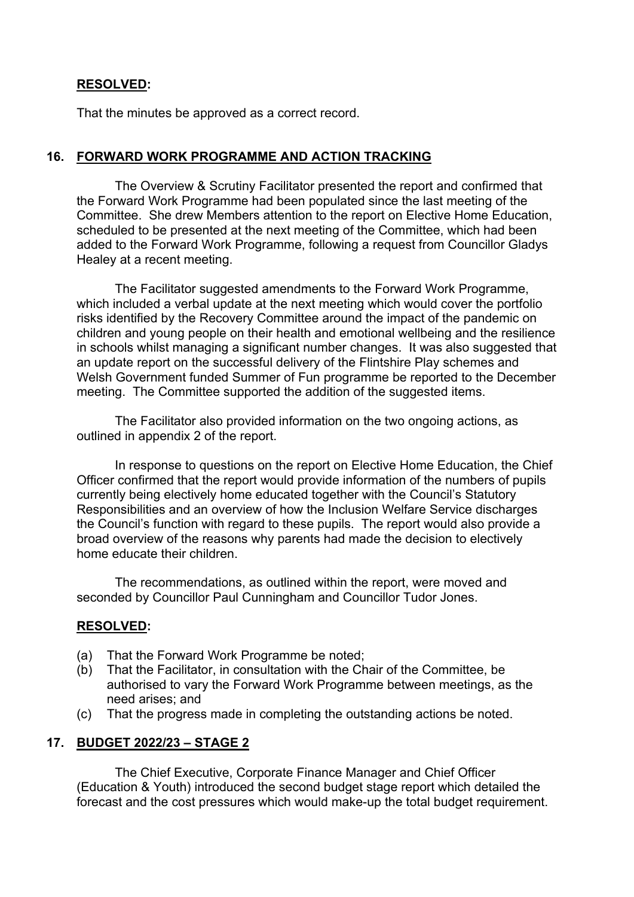**RESOLVED:**

That the minutes be approved as a correct record.

## 16. FORWARD WORK PROGRAMME AND ACTION TRACKING

The Overview & Scrutiny Facilitator presented the report and confirmed that the Forward Work Programme had been populated since the last meeting of the Committee. She drew Members attention to the report on Elective Home Education, scheduled to be presented at the next meeting of the Committee, which had been added to the Forward Work Programme, following a request from Councillor Gladys Healey at a recent meeting.

The Facilitator suggested amendments to the Forward Work Programme, which included a verbal update at the next meeting which would cover the portfolio risks identified by the Recovery Committee around the impact of the pandemic on children and young people on their health and emotional wellbeing and the resilience in schools whilst managing a significant number changes. It was also suggested that an update report on the successful delivery of the Flintshire Play schemes and Welsh Government funded Summer of Fun programme be reported to the December meeting. The Committee supported the addition of the suggested items.

The Facilitator also provided information on the two ongoing actions, as outlined in appendix 2 of the report.

In response to questions on the report on Elective Home Education, the Chief Officer confirmed that the report would provide information of the numbers of pupils currently being electively home educated together with the Council's Statutory Responsibilities and an overview of how the Inclusion Welfare Service discharges the Council's function with regard to these pupils. The report would also provide a broad overview of the reasons why parents had made the decision to electively home educate their children.

The recommendations, as outlined within the report, were moved and seconded by Councillor Paul Cunningham and Councillor Tudor Jones.

**RESOLVED:**

(a) That the Forward Work Programme be noted;
(b) That the Facilitator, in consultation with the Chair of the Committee, be authorised to vary the Forward Work Programme between meetings, as the need arises; and
(c) That the progress made in completing the outstanding actions be noted.

## 17. BUDGET 2022/23 – STAGE 2

The Chief Executive, Corporate Finance Manager and Chief Officer (Education & Youth) introduced the second budget stage report which detailed the forecast and the cost pressures which would make-up the total budget requirement.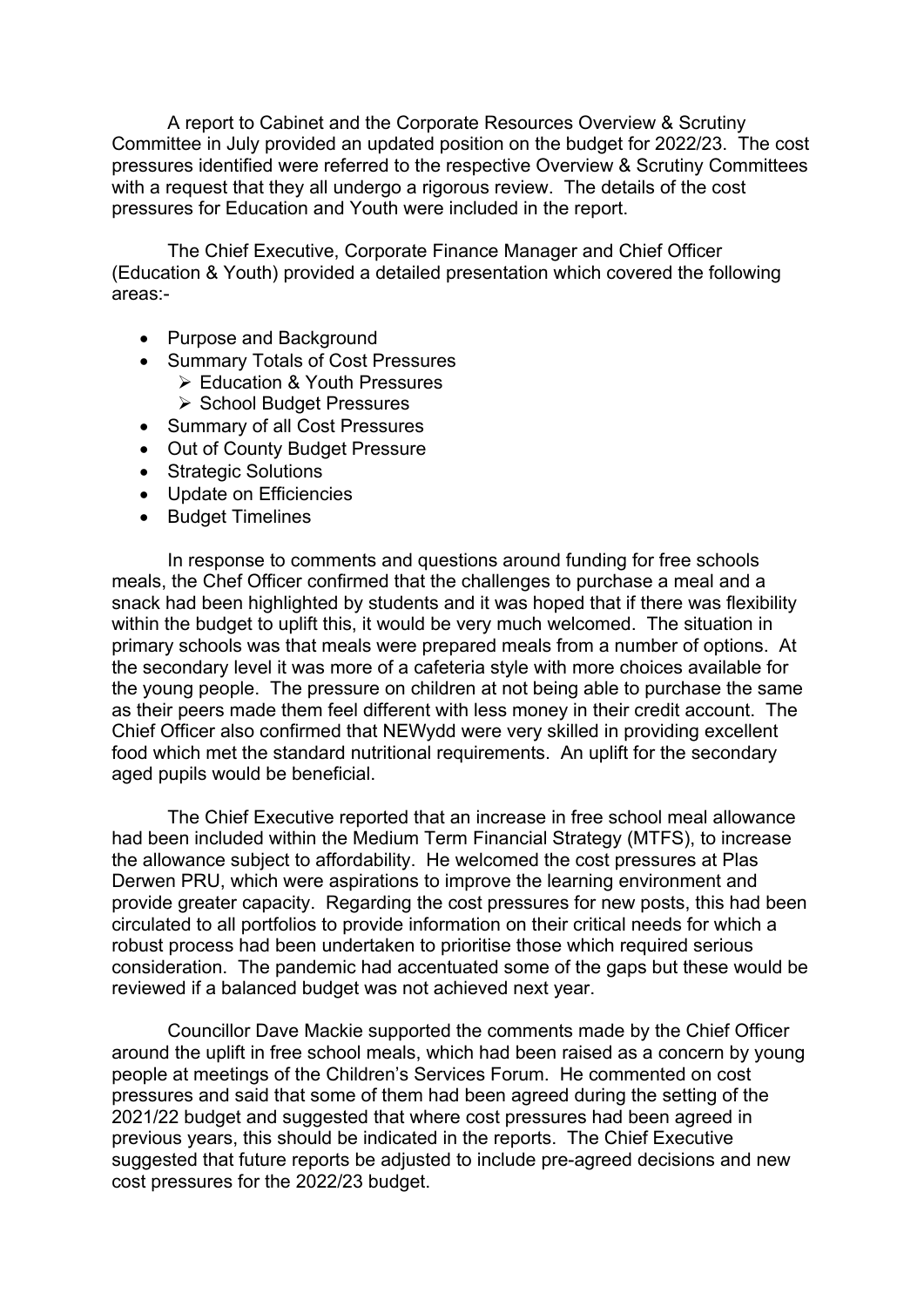A report to Cabinet and the Corporate Resources Overview & Scrutiny Committee in July provided an updated position on the budget for 2022/23. The cost pressures identified were referred to the respective Overview & Scrutiny Committees with a request that they all undergo a rigorous review. The details of the cost pressures for Education and Youth were included in the report.

The Chief Executive, Corporate Finance Manager and Chief Officer (Education & Youth) provided a detailed presentation which covered the following areas:-

- Purpose and Background
- Summary Totals of Cost Pressures
  - Education & Youth Pressures
  - School Budget Pressures
- Summary of all Cost Pressures
- Out of County Budget Pressure
- Strategic Solutions
- Update on Efficiencies
- Budget Timelines

In response to comments and questions around funding for free schools meals, the Chef Officer confirmed that the challenges to purchase a meal and a snack had been highlighted by students and it was hoped that if there was flexibility within the budget to uplift this, it would be very much welcomed. The situation in primary schools was that meals were prepared meals from a number of options. At the secondary level it was more of a cafeteria style with more choices available for the young people. The pressure on children at not being able to purchase the same as their peers made them feel different with less money in their credit account. The Chief Officer also confirmed that NEWydd were very skilled in providing excellent food which met the standard nutritional requirements. An uplift for the secondary aged pupils would be beneficial.

The Chief Executive reported that an increase in free school meal allowance had been included within the Medium Term Financial Strategy (MTFS), to increase the allowance subject to affordability. He welcomed the cost pressures at Plas Derwen PRU, which were aspirations to improve the learning environment and provide greater capacity. Regarding the cost pressures for new posts, this had been circulated to all portfolios to provide information on their critical needs for which a robust process had been undertaken to prioritise those which required serious consideration. The pandemic had accentuated some of the gaps but these would be reviewed if a balanced budget was not achieved next year.

Councillor Dave Mackie supported the comments made by the Chief Officer around the uplift in free school meals, which had been raised as a concern by young people at meetings of the Children's Services Forum. He commented on cost pressures and said that some of them had been agreed during the setting of the 2021/22 budget and suggested that where cost pressures had been agreed in previous years, this should be indicated in the reports. The Chief Executive suggested that future reports be adjusted to include pre-agreed decisions and new cost pressures for the 2022/23 budget.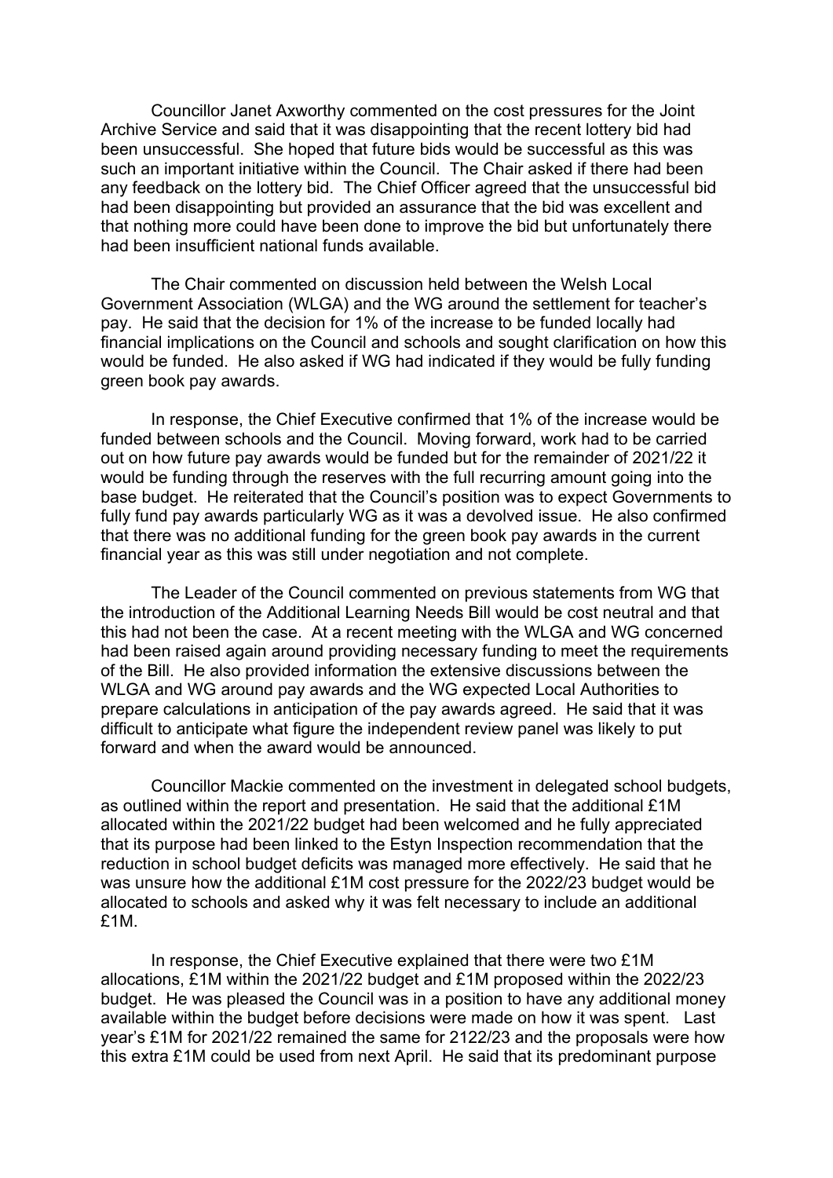Councillor Janet Axworthy commented on the cost pressures for the Joint Archive Service and said that it was disappointing that the recent lottery bid had been unsuccessful. She hoped that future bids would be successful as this was such an important initiative within the Council. The Chair asked if there had been any feedback on the lottery bid. The Chief Officer agreed that the unsuccessful bid had been disappointing but provided an assurance that the bid was excellent and that nothing more could have been done to improve the bid but unfortunately there had been insufficient national funds available.

The Chair commented on discussion held between the Welsh Local Government Association (WLGA) and the WG around the settlement for teacher's pay. He said that the decision for 1% of the increase to be funded locally had financial implications on the Council and schools and sought clarification on how this would be funded. He also asked if WG had indicated if they would be fully funding green book pay awards.

In response, the Chief Executive confirmed that 1% of the increase would be funded between schools and the Council. Moving forward, work had to be carried out on how future pay awards would be funded but for the remainder of 2021/22 it would be funding through the reserves with the full recurring amount going into the base budget. He reiterated that the Council's position was to expect Governments to fully fund pay awards particularly WG as it was a devolved issue. He also confirmed that there was no additional funding for the green book pay awards in the current financial year as this was still under negotiation and not complete.

The Leader of the Council commented on previous statements from WG that the introduction of the Additional Learning Needs Bill would be cost neutral and that this had not been the case. At a recent meeting with the WLGA and WG concerned had been raised again around providing necessary funding to meet the requirements of the Bill. He also provided information the extensive discussions between the WLGA and WG around pay awards and the WG expected Local Authorities to prepare calculations in anticipation of the pay awards agreed. He said that it was difficult to anticipate what figure the independent review panel was likely to put forward and when the award would be announced.

Councillor Mackie commented on the investment in delegated school budgets, as outlined within the report and presentation. He said that the additional £1M allocated within the 2021/22 budget had been welcomed and he fully appreciated that its purpose had been linked to the Estyn Inspection recommendation that the reduction in school budget deficits was managed more effectively. He said that he was unsure how the additional £1M cost pressure for the 2022/23 budget would be allocated to schools and asked why it was felt necessary to include an additional £1M.

In response, the Chief Executive explained that there were two £1M allocations, £1M within the 2021/22 budget and £1M proposed within the 2022/23 budget. He was pleased the Council was in a position to have any additional money available within the budget before decisions were made on how it was spent. Last year's £1M for 2021/22 remained the same for 2122/23 and the proposals were how this extra £1M could be used from next April. He said that its predominant purpose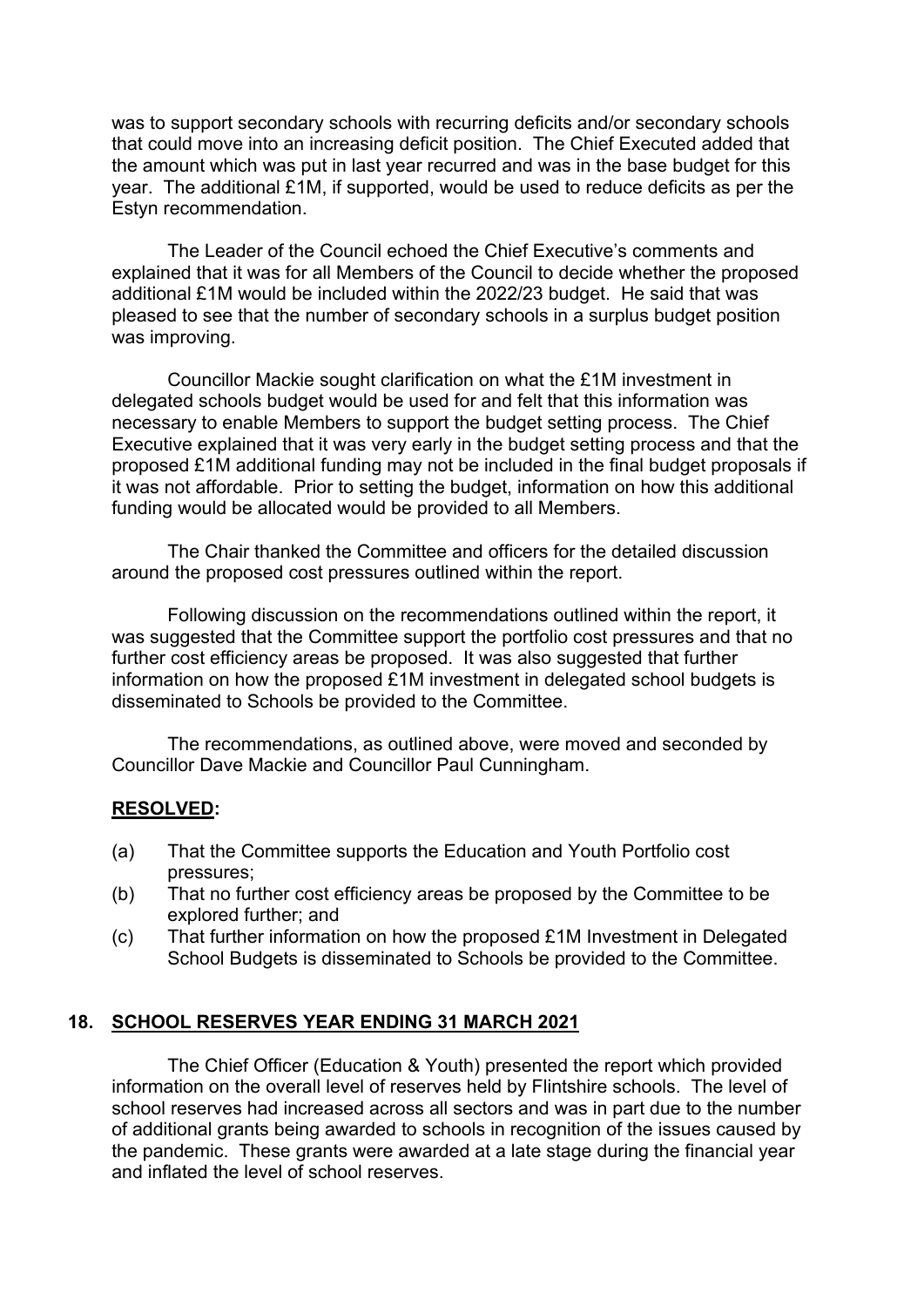was to support secondary schools with recurring deficits and/or secondary schools that could move into an increasing deficit position. The Chief Executed added that the amount which was put in last year recurred and was in the base budget for this year. The additional £1M, if supported, would be used to reduce deficits as per the Estyn recommendation.

The Leader of the Council echoed the Chief Executive's comments and explained that it was for all Members of the Council to decide whether the proposed additional £1M would be included within the 2022/23 budget. He said that was pleased to see that the number of secondary schools in a surplus budget position was improving.

Councillor Mackie sought clarification on what the £1M investment in delegated schools budget would be used for and felt that this information was necessary to enable Members to support the budget setting process. The Chief Executive explained that it was very early in the budget setting process and that the proposed £1M additional funding may not be included in the final budget proposals if it was not affordable. Prior to setting the budget, information on how this additional funding would be allocated would be provided to all Members.

The Chair thanked the Committee and officers for the detailed discussion around the proposed cost pressures outlined within the report.

Following discussion on the recommendations outlined within the report, it was suggested that the Committee support the portfolio cost pressures and that no further cost efficiency areas be proposed. It was also suggested that further information on how the proposed £1M investment in delegated school budgets is disseminated to Schools be provided to the Committee.

The recommendations, as outlined above, were moved and seconded by Councillor Dave Mackie and Councillor Paul Cunningham.

**<u>RESOLVED</u>:**

(a) That the Committee supports the Education and Youth Portfolio cost pressures;

(b) That no further cost efficiency areas be proposed by the Committee to be explored further; and

(c) That further information on how the proposed £1M Investment in Delegated School Budgets is disseminated to Schools be provided to the Committee.

## 18. SCHOOL RESERVES YEAR ENDING 31 MARCH 2021

The Chief Officer (Education & Youth) presented the report which provided information on the overall level of reserves held by Flintshire schools. The level of school reserves had increased across all sectors and was in part due to the number of additional grants being awarded to schools in recognition of the issues caused by the pandemic. These grants were awarded at a late stage during the financial year and inflated the level of school reserves.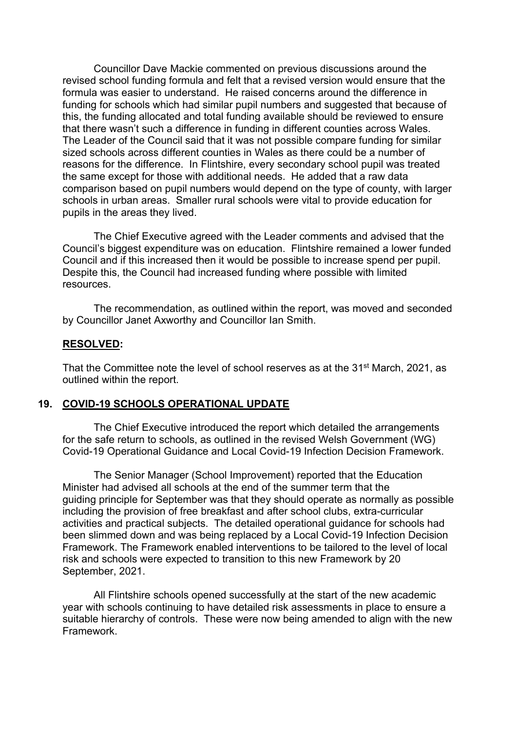Councillor Dave Mackie commented on previous discussions around the revised school funding formula and felt that a revised version would ensure that the formula was easier to understand. He raised concerns around the difference in funding for schools which had similar pupil numbers and suggested that because of this, the funding allocated and total funding available should be reviewed to ensure that there wasn't such a difference in funding in different counties across Wales. The Leader of the Council said that it was not possible compare funding for similar sized schools across different counties in Wales as there could be a number of reasons for the difference. In Flintshire, every secondary school pupil was treated the same except for those with additional needs. He added that a raw data comparison based on pupil numbers would depend on the type of county, with larger schools in urban areas. Smaller rural schools were vital to provide education for pupils in the areas they lived.

The Chief Executive agreed with the Leader comments and advised that the Council's biggest expenditure was on education. Flintshire remained a lower funded Council and if this increased then it would be possible to increase spend per pupil. Despite this, the Council had increased funding where possible with limited resources.

The recommendation, as outlined within the report, was moved and seconded by Councillor Janet Axworthy and Councillor Ian Smith.

**RESOLVED:**

That the Committee note the level of school reserves as at the 31st March, 2021, as outlined within the report.

## 19. COVID-19 SCHOOLS OPERATIONAL UPDATE

The Chief Executive introduced the report which detailed the arrangements for the safe return to schools, as outlined in the revised Welsh Government (WG) Covid-19 Operational Guidance and Local Covid-19 Infection Decision Framework.

The Senior Manager (School Improvement) reported that the Education Minister had advised all schools at the end of the summer term that the guiding principle for September was that they should operate as normally as possible including the provision of free breakfast and after school clubs, extra-curricular activities and practical subjects. The detailed operational guidance for schools had been slimmed down and was being replaced by a Local Covid-19 Infection Decision Framework. The Framework enabled interventions to be tailored to the level of local risk and schools were expected to transition to this new Framework by 20 September, 2021.

All Flintshire schools opened successfully at the start of the new academic year with schools continuing to have detailed risk assessments in place to ensure a suitable hierarchy of controls. These were now being amended to align with the new Framework.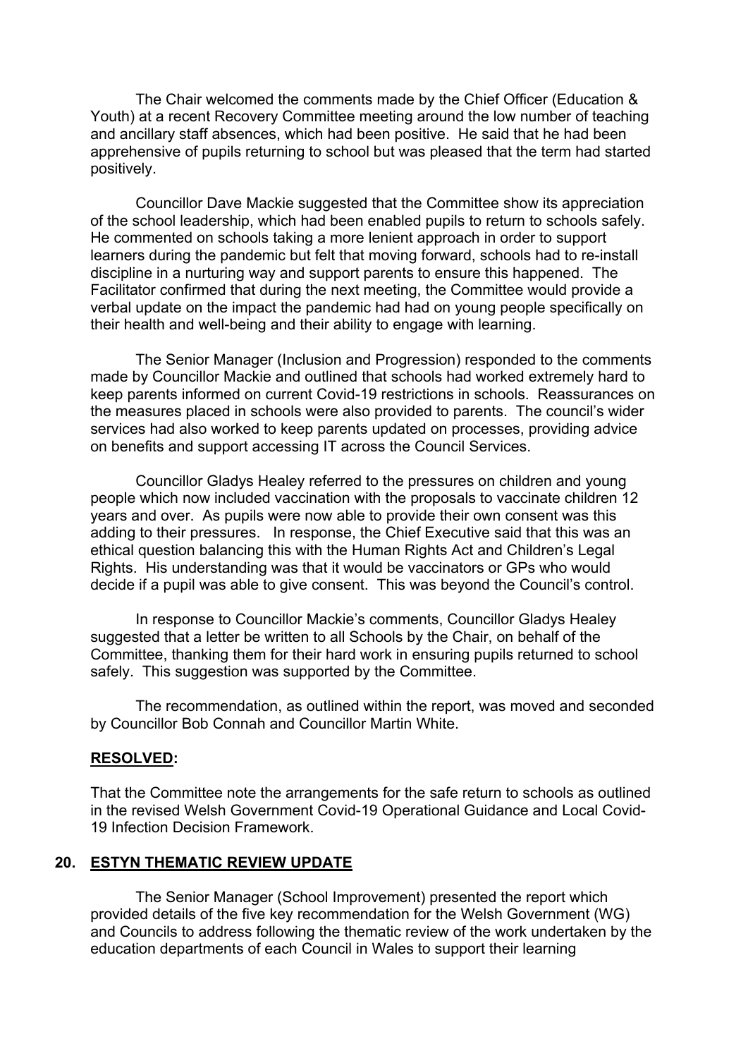The Chair welcomed the comments made by the Chief Officer (Education & Youth) at a recent Recovery Committee meeting around the low number of teaching and ancillary staff absences, which had been positive. He said that he had been apprehensive of pupils returning to school but was pleased that the term had started positively.

Councillor Dave Mackie suggested that the Committee show its appreciation of the school leadership, which had been enabled pupils to return to schools safely. He commented on schools taking a more lenient approach in order to support learners during the pandemic but felt that moving forward, schools had to re-install discipline in a nurturing way and support parents to ensure this happened. The Facilitator confirmed that during the next meeting, the Committee would provide a verbal update on the impact the pandemic had had on young people specifically on their health and well-being and their ability to engage with learning.

The Senior Manager (Inclusion and Progression) responded to the comments made by Councillor Mackie and outlined that schools had worked extremely hard to keep parents informed on current Covid-19 restrictions in schools. Reassurances on the measures placed in schools were also provided to parents. The council's wider services had also worked to keep parents updated on processes, providing advice on benefits and support accessing IT across the Council Services.

Councillor Gladys Healey referred to the pressures on children and young people which now included vaccination with the proposals to vaccinate children 12 years and over. As pupils were now able to provide their own consent was this adding to their pressures. In response, the Chief Executive said that this was an ethical question balancing this with the Human Rights Act and Children's Legal Rights. His understanding was that it would be vaccinators or GPs who would decide if a pupil was able to give consent. This was beyond the Council's control.

In response to Councillor Mackie's comments, Councillor Gladys Healey suggested that a letter be written to all Schools by the Chair, on behalf of the Committee, thanking them for their hard work in ensuring pupils returned to school safely. This suggestion was supported by the Committee.

The recommendation, as outlined within the report, was moved and seconded by Councillor Bob Connah and Councillor Martin White.

**RESOLVED:**

That the Committee note the arrangements for the safe return to schools as outlined in the revised Welsh Government Covid-19 Operational Guidance and Local Covid-19 Infection Decision Framework.

## 20. ESTYN THEMATIC REVIEW UPDATE

The Senior Manager (School Improvement) presented the report which provided details of the five key recommendation for the Welsh Government (WG) and Councils to address following the thematic review of the work undertaken by the education departments of each Council in Wales to support their learning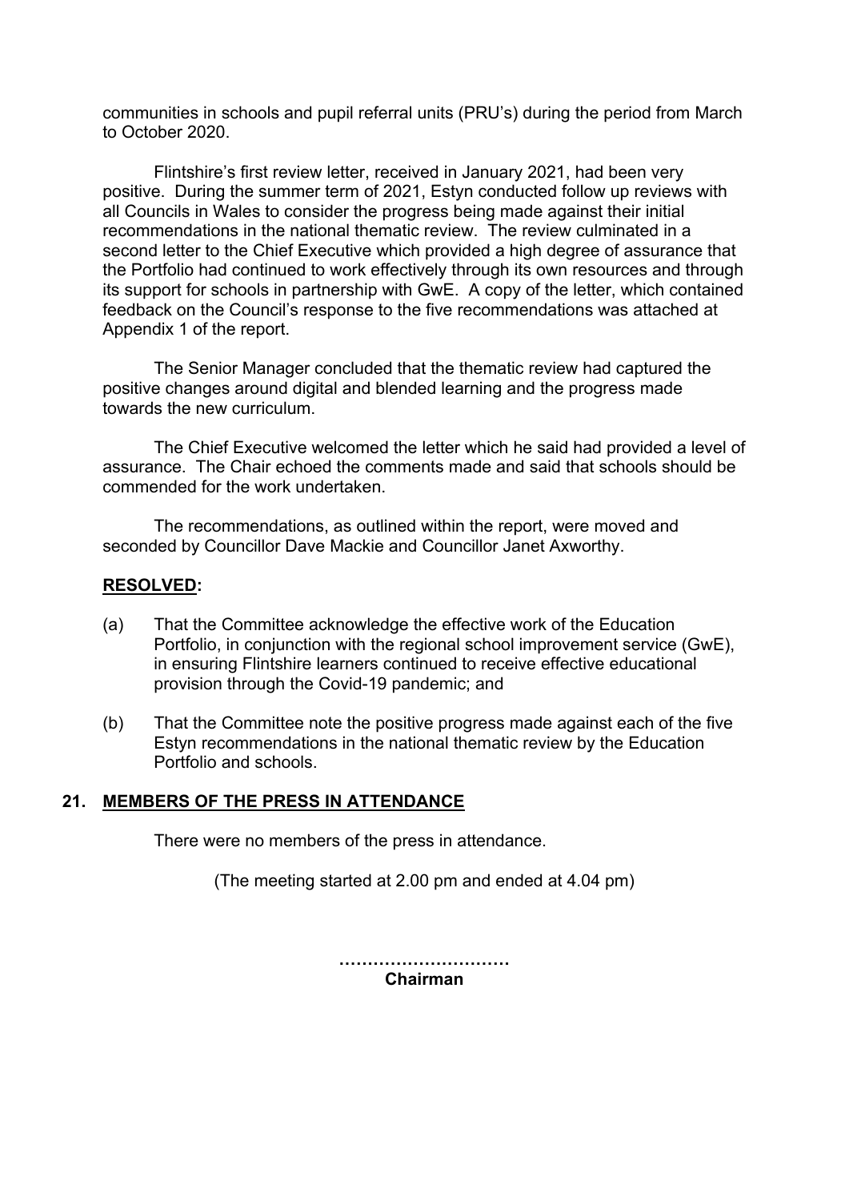communities in schools and pupil referral units (PRU's) during the period from March to October 2020.

Flintshire's first review letter, received in January 2021, had been very positive. During the summer term of 2021, Estyn conducted follow up reviews with all Councils in Wales to consider the progress being made against their initial recommendations in the national thematic review. The review culminated in a second letter to the Chief Executive which provided a high degree of assurance that the Portfolio had continued to work effectively through its own resources and through its support for schools in partnership with GwE. A copy of the letter, which contained feedback on the Council's response to the five recommendations was attached at Appendix 1 of the report.

The Senior Manager concluded that the thematic review had captured the positive changes around digital and blended learning and the progress made towards the new curriculum.

The Chief Executive welcomed the letter which he said had provided a level of assurance. The Chair echoed the comments made and said that schools should be commended for the work undertaken.

The recommendations, as outlined within the report, were moved and seconded by Councillor Dave Mackie and Councillor Janet Axworthy.

**RESOLVED:**

(a) That the Committee acknowledge the effective work of the Education Portfolio, in conjunction with the regional school improvement service (GwE), in ensuring Flintshire learners continued to receive effective educational provision through the Covid-19 pandemic; and

(b) That the Committee note the positive progress made against each of the five Estyn recommendations in the national thematic review by the Education Portfolio and schools.

## 21. MEMBERS OF THE PRESS IN ATTENDANCE

There were no members of the press in attendance.

(The meeting started at 2.00 pm and ended at 4.04 pm)

…………………………
**Chairman**